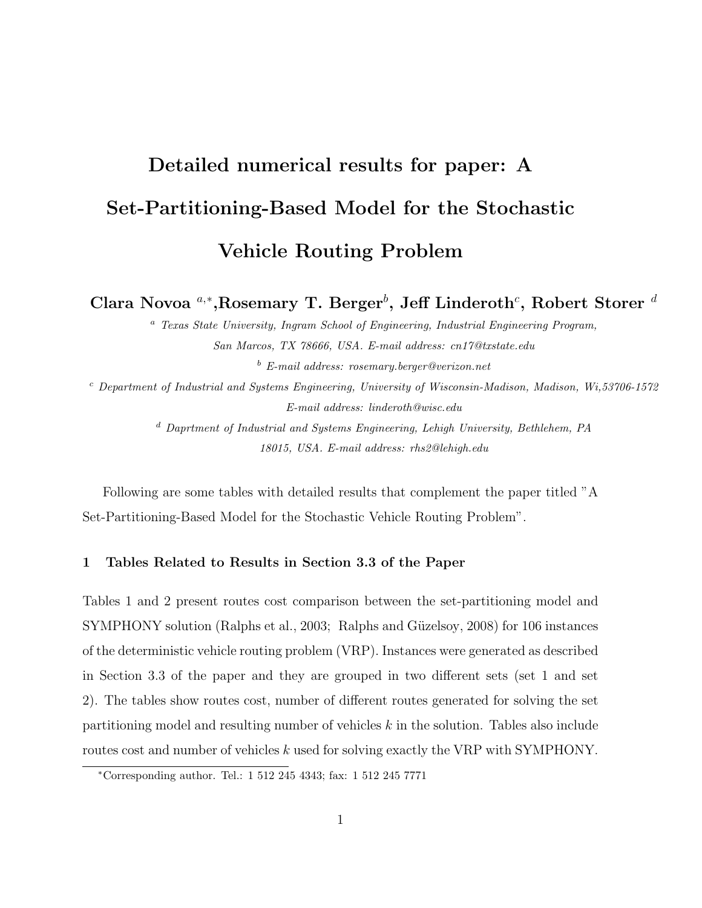# Detailed numerical results for paper: A Set-Partitioning-Based Model for the Stochastic Vehicle Routing Problem

**Clara Novoa** [a,*], **Rosemary T. Berger** [b], **Jeff Linderoth** [c], **Robert Storer** [d]

[a] *Texas State University, Ingram School of Engineering, Industrial Engineering Program, San Marcos, TX 78666, USA. E-mail address: cn17@txstate.edu*

[b] *E-mail address: rosemary.berger@verizon.net*

[c] *Department of Industrial and Systems Engineering, University of Wisconsin-Madison, Madison, Wi,53706-1572 E-mail address: linderoth@wisc.edu*

[d] *Daprtment of Industrial and Systems Engineering, Lehigh University, Bethlehem, PA 18015, USA. E-mail address: rhs2@lehigh.edu*

Following are some tables with detailed results that complement the paper titled "A Set-Partitioning-Based Model for the Stochastic Vehicle Routing Problem".

## 1 Tables Related to Results in Section 3.3 of the Paper

Tables 1 and 2 present routes cost comparison between the set-partitioning model and SYMPHONY solution (Ralphs et al., 2003; Ralphs and Güzelsoy, 2008) for 106 instances of the deterministic vehicle routing problem (VRP). Instances were generated as described in Section 3.3 of the paper and they are grouped in two different sets (set 1 and set 2). The tables show routes cost, number of different routes generated for solving the set partitioning model and resulting number of vehicles $k$ in the solution. Tables also include routes cost and number of vehicles $k$ used for solving exactly the VRP with SYMPHONY.

---

*Corresponding author. Tel.: 1 512 245 4343; fax: 1 512 245 7771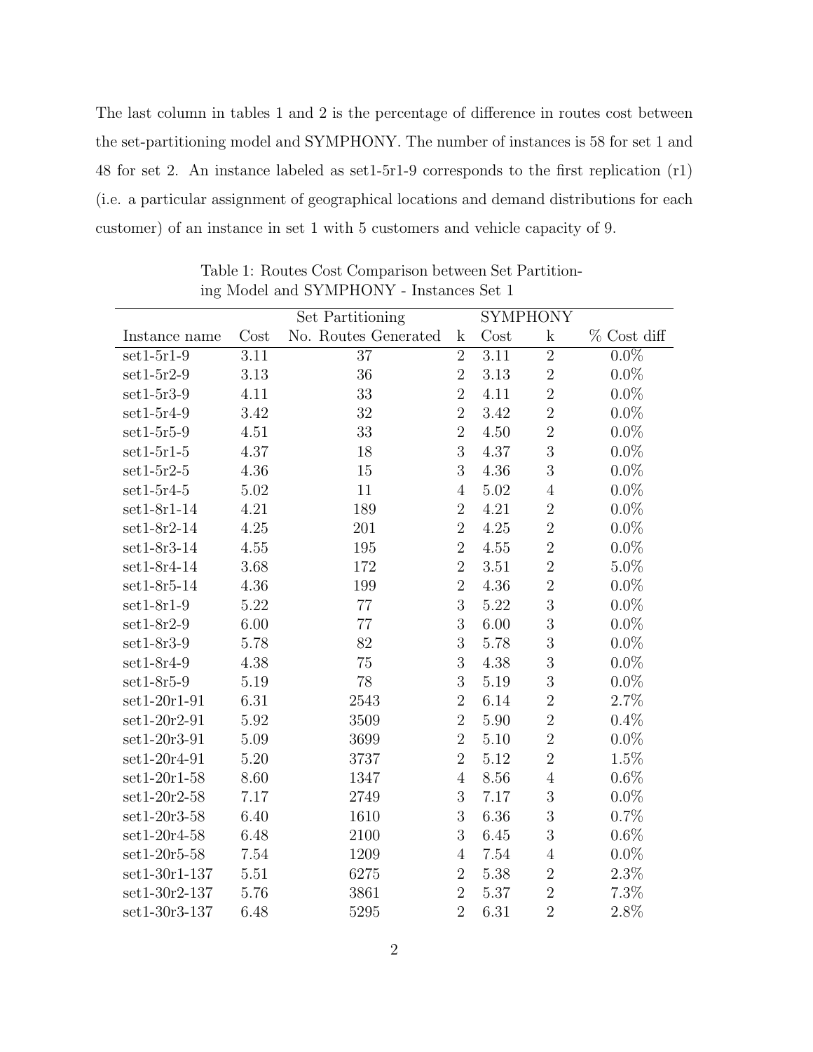The last column in tables 1 and 2 is the percentage of difference in routes cost between the set-partitioning model and SYMPHONY. The number of instances is 58 for set 1 and 48 for set 2. An instance labeled as set1-5r1-9 corresponds to the first replication (r1) (i.e. a particular assignment of geographical locations and demand distributions for each customer) of an instance in set 1 with 5 customers and vehicle capacity of 9.

Table 1: Routes Cost Comparison between Set Partitioning Model and SYMPHONY - Instances Set 1

| | Set Partitioning | | | SYMPHONY | | |
|---|---|---|---|---|---|---|
| Instance name | Cost | No. Routes Generated | k | Cost | k | % Cost diff |
| set1-5r1-9 | 3.11 | 37 | 2 | 3.11 | 2 | 0.0% |
| set1-5r2-9 | 3.13 | 36 | 2 | 3.13 | 2 | 0.0% |
| set1-5r3-9 | 4.11 | 33 | 2 | 4.11 | 2 | 0.0% |
| set1-5r4-9 | 3.42 | 32 | 2 | 3.42 | 2 | 0.0% |
| set1-5r5-9 | 4.51 | 33 | 2 | 4.50 | 2 | 0.0% |
| set1-5r1-5 | 4.37 | 18 | 3 | 4.37 | 3 | 0.0% |
| set1-5r2-5 | 4.36 | 15 | 3 | 4.36 | 3 | 0.0% |
| set1-5r4-5 | 5.02 | 11 | 4 | 5.02 | 4 | 0.0% |
| set1-8r1-14 | 4.21 | 189 | 2 | 4.21 | 2 | 0.0% |
| set1-8r2-14 | 4.25 | 201 | 2 | 4.25 | 2 | 0.0% |
| set1-8r3-14 | 4.55 | 195 | 2 | 4.55 | 2 | 0.0% |
| set1-8r4-14 | 3.68 | 172 | 2 | 3.51 | 2 | 5.0% |
| set1-8r5-14 | 4.36 | 199 | 2 | 4.36 | 2 | 0.0% |
| set1-8r1-9 | 5.22 | 77 | 3 | 5.22 | 3 | 0.0% |
| set1-8r2-9 | 6.00 | 77 | 3 | 6.00 | 3 | 0.0% |
| set1-8r3-9 | 5.78 | 82 | 3 | 5.78 | 3 | 0.0% |
| set1-8r4-9 | 4.38 | 75 | 3 | 4.38 | 3 | 0.0% |
| set1-8r5-9 | 5.19 | 78 | 3 | 5.19 | 3 | 0.0% |
| set1-20r1-91 | 6.31 | 2543 | 2 | 6.14 | 2 | 2.7% |
| set1-20r2-91 | 5.92 | 3509 | 2 | 5.90 | 2 | 0.4% |
| set1-20r3-91 | 5.09 | 3699 | 2 | 5.10 | 2 | 0.0% |
| set1-20r4-91 | 5.20 | 3737 | 2 | 5.12 | 2 | 1.5% |
| set1-20r1-58 | 8.60 | 1347 | 4 | 8.56 | 4 | 0.6% |
| set1-20r2-58 | 7.17 | 2749 | 3 | 7.17 | 3 | 0.0% |
| set1-20r3-58 | 6.40 | 1610 | 3 | 6.36 | 3 | 0.7% |
| set1-20r4-58 | 6.48 | 2100 | 3 | 6.45 | 3 | 0.6% |
| set1-20r5-58 | 7.54 | 1209 | 4 | 7.54 | 4 | 0.0% |
| set1-30r1-137 | 5.51 | 6275 | 2 | 5.38 | 2 | 2.3% |
| set1-30r2-137 | 5.76 | 3861 | 2 | 5.37 | 2 | 7.3% |
| set1-30r3-137 | 6.48 | 5295 | 2 | 6.31 | 2 | 2.8% |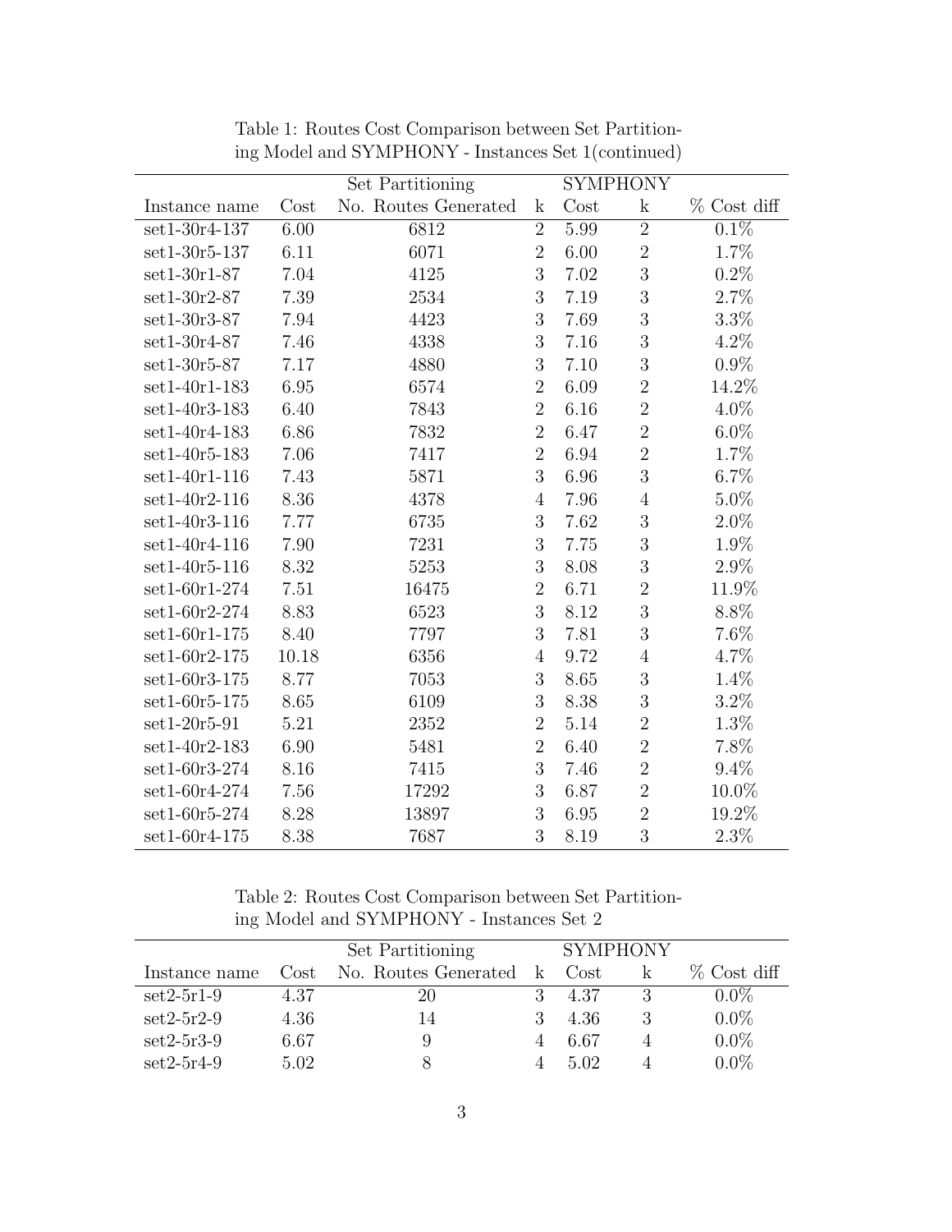Table 1: Routes Cost Comparison between Set Partitioning Model and SYMPHONY - Instances Set 1(continued)

| | Set Partitioning | | | SYMPHONY | | |
|---|---|---|---|---|---|---|
| Instance name | Cost | No. Routes Generated | k | Cost | k | % Cost diff |
| set1-30r4-137 | 6.00 | 6812 | 2 | 5.99 | 2 | 0.1% |
| set1-30r5-137 | 6.11 | 6071 | 2 | 6.00 | 2 | 1.7% |
| set1-30r1-87 | 7.04 | 4125 | 3 | 7.02 | 3 | 0.2% |
| set1-30r2-87 | 7.39 | 2534 | 3 | 7.19 | 3 | 2.7% |
| set1-30r3-87 | 7.94 | 4423 | 3 | 7.69 | 3 | 3.3% |
| set1-30r4-87 | 7.46 | 4338 | 3 | 7.16 | 3 | 4.2% |
| set1-30r5-87 | 7.17 | 4880 | 3 | 7.10 | 3 | 0.9% |
| set1-40r1-183 | 6.95 | 6574 | 2 | 6.09 | 2 | 14.2% |
| set1-40r3-183 | 6.40 | 7843 | 2 | 6.16 | 2 | 4.0% |
| set1-40r4-183 | 6.86 | 7832 | 2 | 6.47 | 2 | 6.0% |
| set1-40r5-183 | 7.06 | 7417 | 2 | 6.94 | 2 | 1.7% |
| set1-40r1-116 | 7.43 | 5871 | 3 | 6.96 | 3 | 6.7% |
| set1-40r2-116 | 8.36 | 4378 | 4 | 7.96 | 4 | 5.0% |
| set1-40r3-116 | 7.77 | 6735 | 3 | 7.62 | 3 | 2.0% |
| set1-40r4-116 | 7.90 | 7231 | 3 | 7.75 | 3 | 1.9% |
| set1-40r5-116 | 8.32 | 5253 | 3 | 8.08 | 3 | 2.9% |
| set1-60r1-274 | 7.51 | 16475 | 2 | 6.71 | 2 | 11.9% |
| set1-60r2-274 | 8.83 | 6523 | 3 | 8.12 | 3 | 8.8% |
| set1-60r1-175 | 8.40 | 7797 | 3 | 7.81 | 3 | 7.6% |
| set1-60r2-175 | 10.18 | 6356 | 4 | 9.72 | 4 | 4.7% |
| set1-60r3-175 | 8.77 | 7053 | 3 | 8.65 | 3 | 1.4% |
| set1-60r5-175 | 8.65 | 6109 | 3 | 8.38 | 3 | 3.2% |
| set1-20r5-91 | 5.21 | 2352 | 2 | 5.14 | 2 | 1.3% |
| set1-40r2-183 | 6.90 | 5481 | 2 | 6.40 | 2 | 7.8% |
| set1-60r3-274 | 8.16 | 7415 | 3 | 7.46 | 2 | 9.4% |
| set1-60r4-274 | 7.56 | 17292 | 3 | 6.87 | 2 | 10.0% |
| set1-60r5-274 | 8.28 | 13897 | 3 | 6.95 | 2 | 19.2% |
| set1-60r4-175 | 8.38 | 7687 | 3 | 8.19 | 3 | 2.3% |

Table 2: Routes Cost Comparison between Set Partitioning Model and SYMPHONY - Instances Set 2

| | Set Partitioning | | | SYMPHONY | | |
|---|---|---|---|---|---|---|
| Instance name | Cost | No. Routes Generated | k | Cost | k | % Cost diff |
| set2-5r1-9 | 4.37 | 20 | 3 | 4.37 | 3 | 0.0% |
| set2-5r2-9 | 4.36 | 14 | 3 | 4.36 | 3 | 0.0% |
| set2-5r3-9 | 6.67 | 9 | 4 | 6.67 | 4 | 0.0% |
| set2-5r4-9 | 5.02 | 8 | 4 | 5.02 | 4 | 0.0% |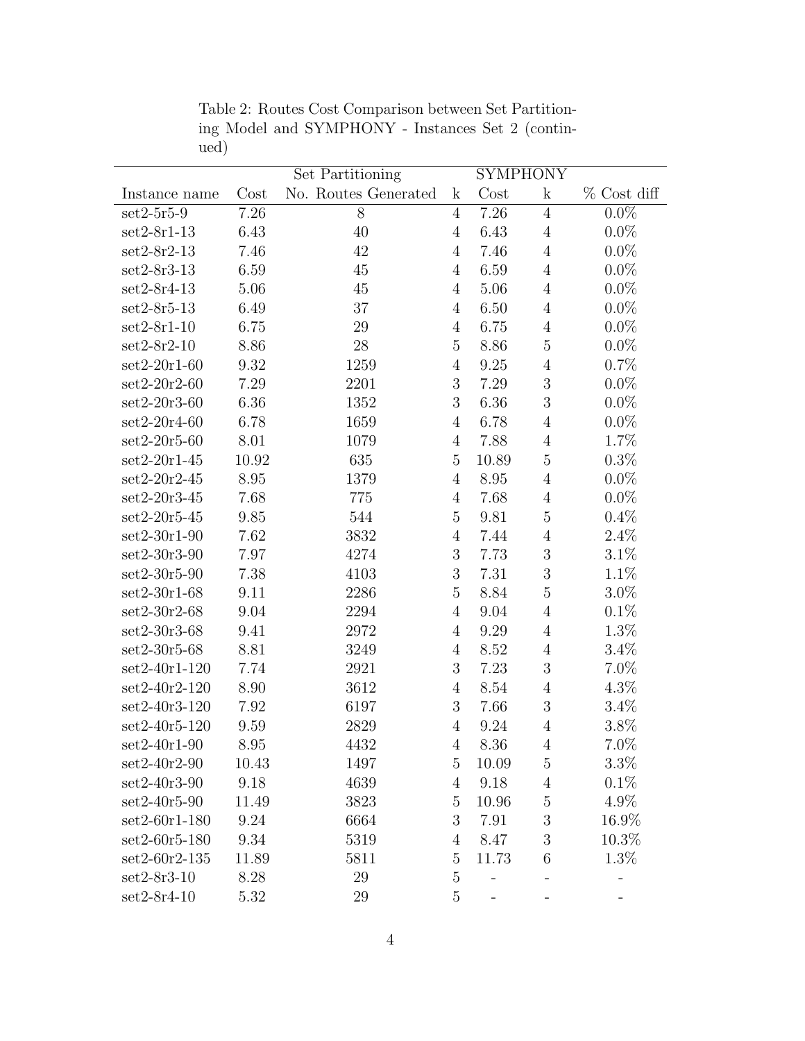Table 2: Routes Cost Comparison between Set Partitioning Model and SYMPHONY - Instances Set 2 (continued)

| | Set Partitioning | | | SYMPHONY | | |
|---|---|---|---|---|---|---|
| Instance name | Cost | No. Routes Generated | k | Cost | k | % Cost diff |
| set2-5r5-9 | 7.26 | 8 | 4 | 7.26 | 4 | 0.0% |
| set2-8r1-13 | 6.43 | 40 | 4 | 6.43 | 4 | 0.0% |
| set2-8r2-13 | 7.46 | 42 | 4 | 7.46 | 4 | 0.0% |
| set2-8r3-13 | 6.59 | 45 | 4 | 6.59 | 4 | 0.0% |
| set2-8r4-13 | 5.06 | 45 | 4 | 5.06 | 4 | 0.0% |
| set2-8r5-13 | 6.49 | 37 | 4 | 6.50 | 4 | 0.0% |
| set2-8r1-10 | 6.75 | 29 | 4 | 6.75 | 4 | 0.0% |
| set2-8r2-10 | 8.86 | 28 | 5 | 8.86 | 5 | 0.0% |
| set2-20r1-60 | 9.32 | 1259 | 4 | 9.25 | 4 | 0.7% |
| set2-20r2-60 | 7.29 | 2201 | 3 | 7.29 | 3 | 0.0% |
| set2-20r3-60 | 6.36 | 1352 | 3 | 6.36 | 3 | 0.0% |
| set2-20r4-60 | 6.78 | 1659 | 4 | 6.78 | 4 | 0.0% |
| set2-20r5-60 | 8.01 | 1079 | 4 | 7.88 | 4 | 1.7% |
| set2-20r1-45 | 10.92 | 635 | 5 | 10.89 | 5 | 0.3% |
| set2-20r2-45 | 8.95 | 1379 | 4 | 8.95 | 4 | 0.0% |
| set2-20r3-45 | 7.68 | 775 | 4 | 7.68 | 4 | 0.0% |
| set2-20r5-45 | 9.85 | 544 | 5 | 9.81 | 5 | 0.4% |
| set2-30r1-90 | 7.62 | 3832 | 4 | 7.44 | 4 | 2.4% |
| set2-30r3-90 | 7.97 | 4274 | 3 | 7.73 | 3 | 3.1% |
| set2-30r5-90 | 7.38 | 4103 | 3 | 7.31 | 3 | 1.1% |
| set2-30r1-68 | 9.11 | 2286 | 5 | 8.84 | 5 | 3.0% |
| set2-30r2-68 | 9.04 | 2294 | 4 | 9.04 | 4 | 0.1% |
| set2-30r3-68 | 9.41 | 2972 | 4 | 9.29 | 4 | 1.3% |
| set2-30r5-68 | 8.81 | 3249 | 4 | 8.52 | 4 | 3.4% |
| set2-40r1-120 | 7.74 | 2921 | 3 | 7.23 | 3 | 7.0% |
| set2-40r2-120 | 8.90 | 3612 | 4 | 8.54 | 4 | 4.3% |
| set2-40r3-120 | 7.92 | 6197 | 3 | 7.66 | 3 | 3.4% |
| set2-40r5-120 | 9.59 | 2829 | 4 | 9.24 | 4 | 3.8% |
| set2-40r1-90 | 8.95 | 4432 | 4 | 8.36 | 4 | 7.0% |
| set2-40r2-90 | 10.43 | 1497 | 5 | 10.09 | 5 | 3.3% |
| set2-40r3-90 | 9.18 | 4639 | 4 | 9.18 | 4 | 0.1% |
| set2-40r5-90 | 11.49 | 3823 | 5 | 10.96 | 5 | 4.9% |
| set2-60r1-180 | 9.24 | 6664 | 3 | 7.91 | 3 | 16.9% |
| set2-60r5-180 | 9.34 | 5319 | 4 | 8.47 | 3 | 10.3% |
| set2-60r2-135 | 11.89 | 5811 | 5 | 11.73 | 6 | 1.3% |
| set2-8r3-10 | 8.28 | 29 | 5 | - | - | - |
| set2-8r4-10 | 5.32 | 29 | 5 | - | - | - |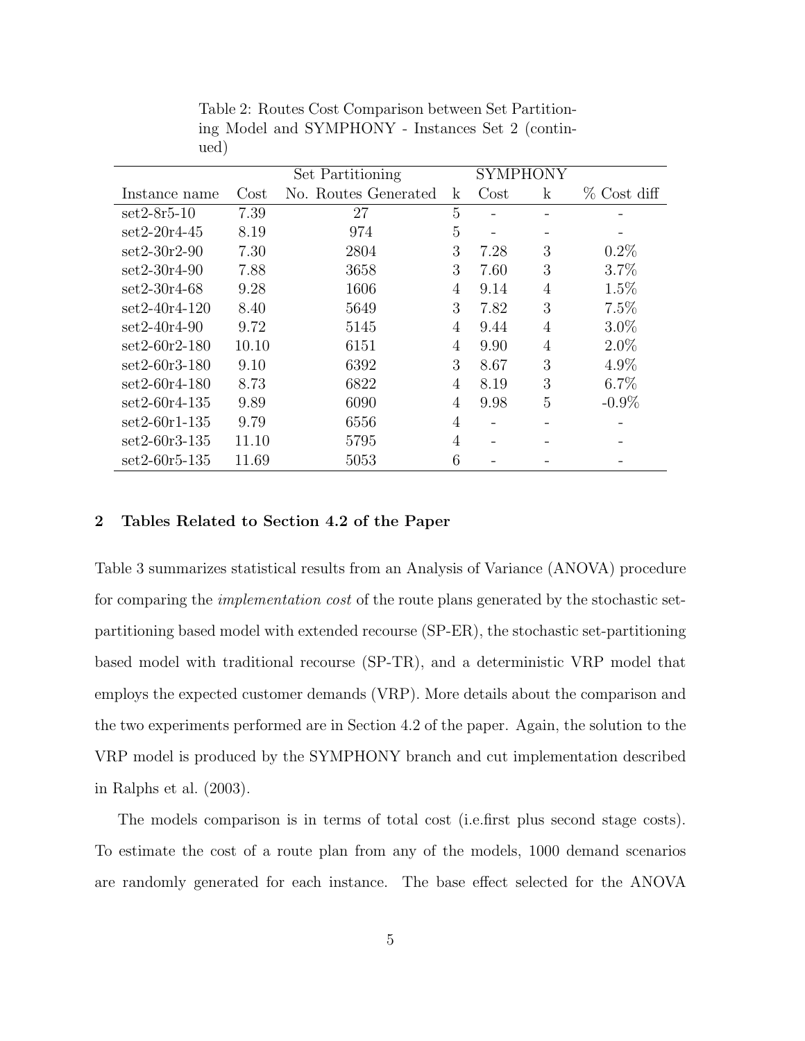Table 2: Routes Cost Comparison between Set Partitioning Model and SYMPHONY - Instances Set 2 (continued)

| | Set Partitioning | | | SYMPHONY | | |
|---|---|---|---|---|---|---|
| Instance name | Cost | No. Routes Generated | k | Cost | k | % Cost diff |
| set2-8r5-10 | 7.39 | 27 | 5 | - | - | - |
| set2-20r4-45 | 8.19 | 974 | 5 | - | - | - |
| set2-30r2-90 | 7.30 | 2804 | 3 | 7.28 | 3 | 0.2% |
| set2-30r4-90 | 7.88 | 3658 | 3 | 7.60 | 3 | 3.7% |
| set2-30r4-68 | 9.28 | 1606 | 4 | 9.14 | 4 | 1.5% |
| set2-40r4-120 | 8.40 | 5649 | 3 | 7.82 | 3 | 7.5% |
| set2-40r4-90 | 9.72 | 5145 | 4 | 9.44 | 4 | 3.0% |
| set2-60r2-180 | 10.10 | 6151 | 4 | 9.90 | 4 | 2.0% |
| set2-60r3-180 | 9.10 | 6392 | 3 | 8.67 | 3 | 4.9% |
| set2-60r4-180 | 8.73 | 6822 | 4 | 8.19 | 3 | 6.7% |
| set2-60r4-135 | 9.89 | 6090 | 4 | 9.98 | 5 | -0.9% |
| set2-60r1-135 | 9.79 | 6556 | 4 | - | - | - |
| set2-60r3-135 | 11.10 | 5795 | 4 | - | - | - |
| set2-60r5-135 | 11.69 | 5053 | 6 | - | - | - |

## 2 Tables Related to Section 4.2 of the Paper

Table 3 summarizes statistical results from an Analysis of Variance (ANOVA) procedure for comparing the *implementation cost* of the route plans generated by the stochastic set-partitioning based model with extended recourse (SP-ER), the stochastic set-partitioning based model with traditional recourse (SP-TR), and a deterministic VRP model that employs the expected customer demands (VRP). More details about the comparison and the two experiments performed are in Section 4.2 of the paper. Again, the solution to the VRP model is produced by the SYMPHONY branch and cut implementation described in Ralphs et al. (2003).

The models comparison is in terms of total cost (i.e.first plus second stage costs). To estimate the cost of a route plan from any of the models, 1000 demand scenarios are randomly generated for each instance. The base effect selected for the ANOVA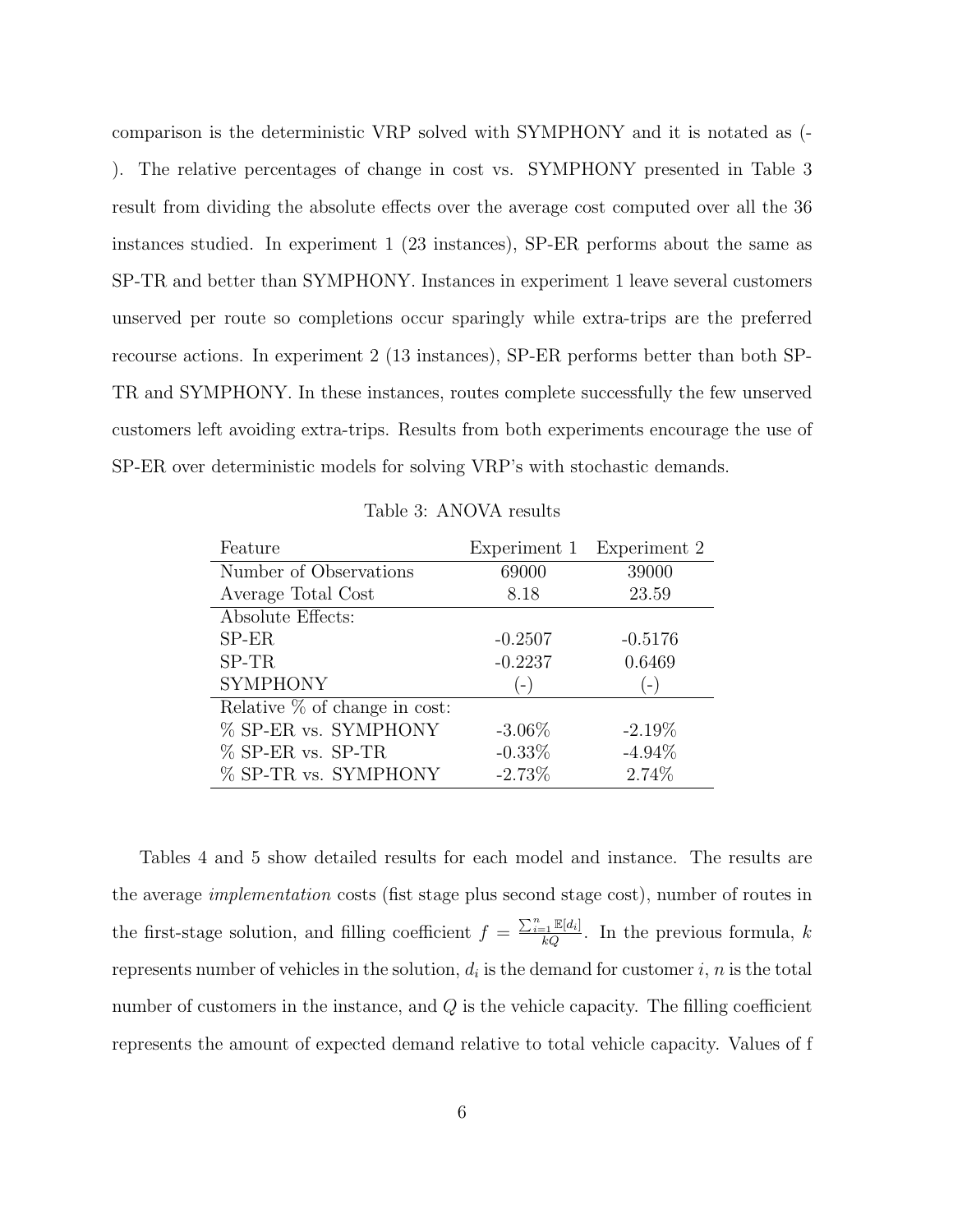comparison is the deterministic VRP solved with SYMPHONY and it is notated as (-). The relative percentages of change in cost vs. SYMPHONY presented in Table 3 result from dividing the absolute effects over the average cost computed over all the 36 instances studied. In experiment 1 (23 instances), SP-ER performs about the same as SP-TR and better than SYMPHONY. Instances in experiment 1 leave several customers unserved per route so completions occur sparingly while extra-trips are the preferred recourse actions. In experiment 2 (13 instances), SP-ER performs better than both SP-TR and SYMPHONY. In these instances, routes complete successfully the few unserved customers left avoiding extra-trips. Results from both experiments encourage the use of SP-ER over deterministic models for solving VRP's with stochastic demands.

Table 3: ANOVA results

| Feature | Experiment 1 | Experiment 2 |
|---|---|---|
| Number of Observations | 69000 | 39000 |
| Average Total Cost | 8.18 | 23.59 |
| Absolute Effects: | | |
| SP-ER | -0.2507 | -0.5176 |
| SP-TR | -0.2237 | 0.6469 |
| SYMPHONY | (-) | (-) |
| Relative % of change in cost: | | |
| % SP-ER vs. SYMPHONY | -3.06% | -2.19% |
| % SP-ER vs. SP-TR | -0.33% | -4.94% |
| % SP-TR vs. SYMPHONY | -2.73% | 2.74% |

Tables 4 and 5 show detailed results for each model and instance. The results are the average *implementation* costs (fist stage plus second stage cost), number of routes in the first-stage solution, and filling coefficient $f = \frac{\sum_{i=1}^{n} \mathbb{E}[d_i]}{kQ}$. In the previous formula, $k$ represents number of vehicles in the solution, $d_i$ is the demand for customer $i$, $n$ is the total number of customers in the instance, and $Q$ is the vehicle capacity. The filling coefficient represents the amount of expected demand relative to total vehicle capacity. Values of f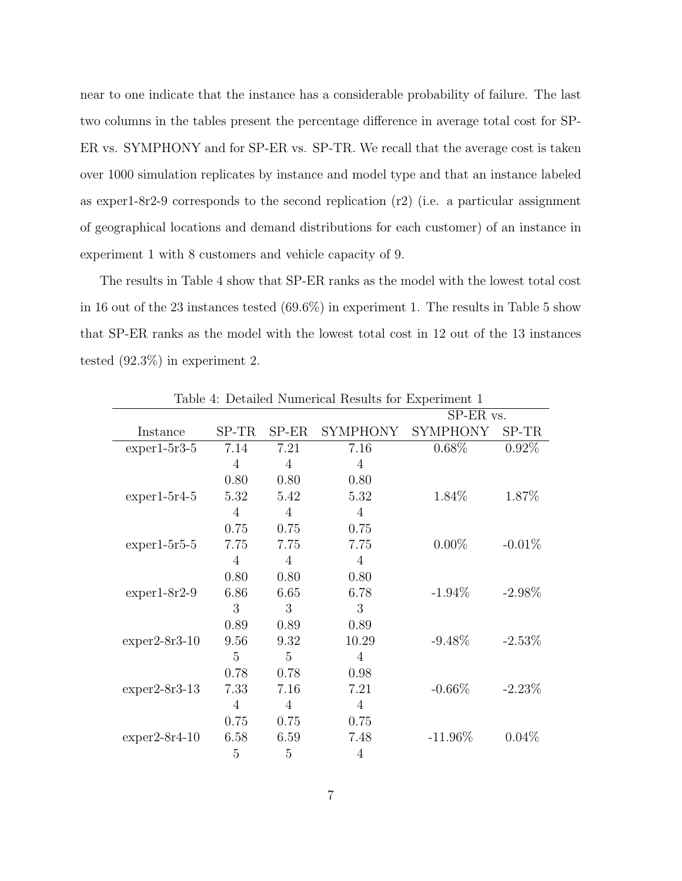near to one indicate that the instance has a considerable probability of failure. The last two columns in the tables present the percentage difference in average total cost for SP-ER vs. SYMPHONY and for SP-ER vs. SP-TR. We recall that the average cost is taken over 1000 simulation replicates by instance and model type and that an instance labeled as exper1-8r2-9 corresponds to the second replication (r2) (i.e. a particular assignment of geographical locations and demand distributions for each customer) of an instance in experiment 1 with 8 customers and vehicle capacity of 9.

The results in Table 4 show that SP-ER ranks as the model with the lowest total cost in 16 out of the 23 instances tested (69.6%) in experiment 1. The results in Table 5 show that SP-ER ranks as the model with the lowest total cost in 12 out of the 13 instances tested (92.3%) in experiment 2.

Table 4: Detailed Numerical Results for Experiment 1

| | | | | SP-ER vs. | |
|---|---|---|---|---|---|
| Instance | SP-TR | SP-ER | SYMPHONY | SYMPHONY | SP-TR |
| exper1-5r3-5 | 7.14 | 7.21 | 7.16 | 0.68% | 0.92% |
| | 4 | 4 | 4 | | |
| | 0.80 | 0.80 | 0.80 | | |
| exper1-5r4-5 | 5.32 | 5.42 | 5.32 | 1.84% | 1.87% |
| | 4 | 4 | 4 | | |
| | 0.75 | 0.75 | 0.75 | | |
| exper1-5r5-5 | 7.75 | 7.75 | 7.75 | 0.00% | -0.01% |
| | 4 | 4 | 4 | | |
| | 0.80 | 0.80 | 0.80 | | |
| exper1-8r2-9 | 6.86 | 6.65 | 6.78 | -1.94% | -2.98% |
| | 3 | 3 | 3 | | |
| | 0.89 | 0.89 | 0.89 | | |
| exper2-8r3-10 | 9.56 | 9.32 | 10.29 | -9.48% | -2.53% |
| | 5 | 5 | 4 | | |
| | 0.78 | 0.78 | 0.98 | | |
| exper2-8r3-13 | 7.33 | 7.16 | 7.21 | -0.66% | -2.23% |
| | 4 | 4 | 4 | | |
| | 0.75 | 0.75 | 0.75 | | |
| exper2-8r4-10 | 6.58 | 6.59 | 7.48 | -11.96% | 0.04% |
| | 5 | 5 | 4 | | |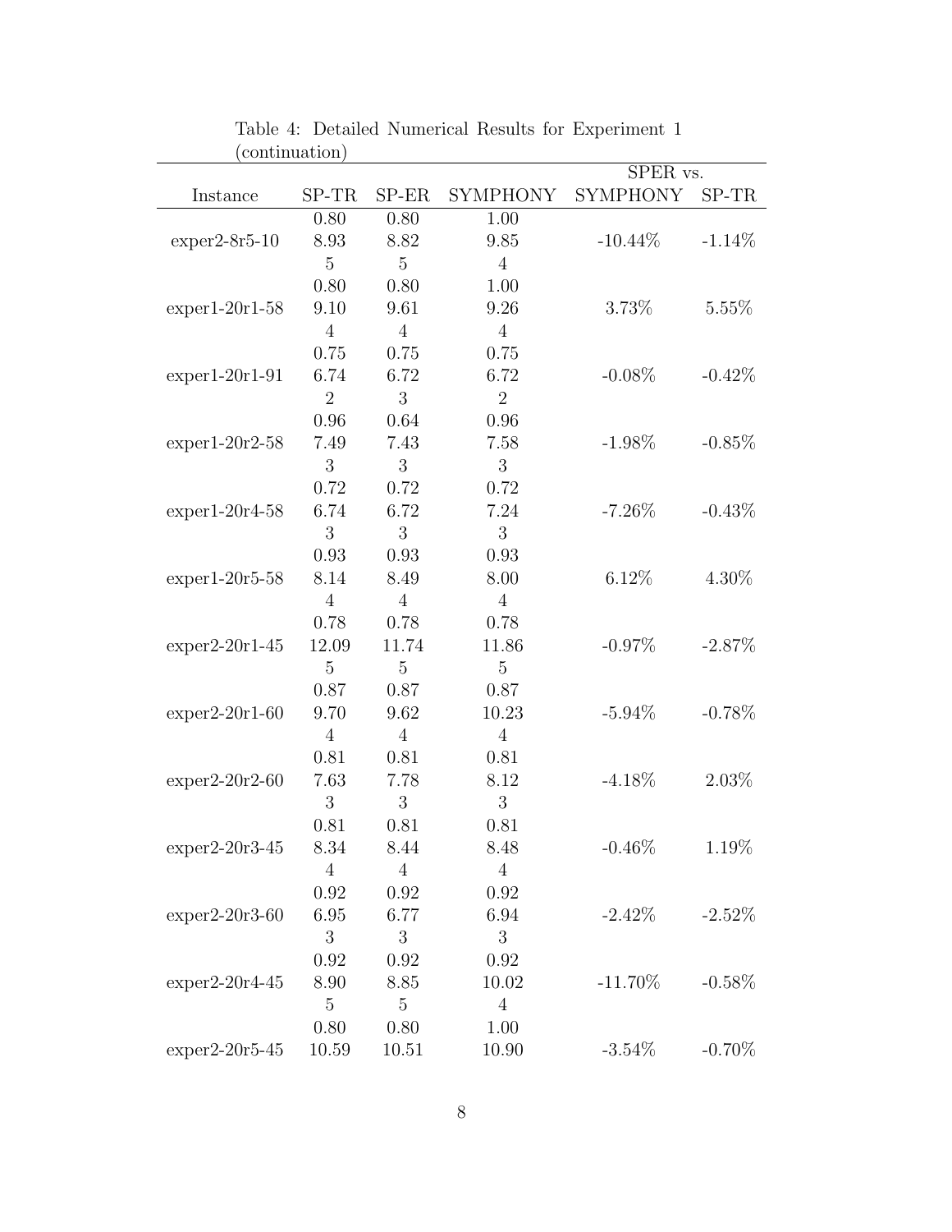Table 4: Detailed Numerical Results for Experiment 1 (continuation)

| Instance | SP-TR | SP-ER | SYMPHONY | SPER vs. SYMPHONY | SPER vs. SP-TR |
|---|---|---|---|---|---|
| | 0.80 | 0.80 | 1.00 | | |
| exper2-8r5-10 | 8.93 | 8.82 | 9.85 | -10.44% | -1.14% |
| | 5 | 5 | 4 | | |
| | 0.80 | 0.80 | 1.00 | | |
| exper1-20r1-58 | 9.10 | 9.61 | 9.26 | 3.73% | 5.55% |
| | 4 | 4 | 4 | | |
| | 0.75 | 0.75 | 0.75 | | |
| exper1-20r1-91 | 6.74 | 6.72 | 6.72 | -0.08% | -0.42% |
| | 2 | 3 | 2 | | |
| | 0.96 | 0.64 | 0.96 | | |
| exper1-20r2-58 | 7.49 | 7.43 | 7.58 | -1.98% | -0.85% |
| | 3 | 3 | 3 | | |
| | 0.72 | 0.72 | 0.72 | | |
| exper1-20r4-58 | 6.74 | 6.72 | 7.24 | -7.26% | -0.43% |
| | 3 | 3 | 3 | | |
| | 0.93 | 0.93 | 0.93 | | |
| exper1-20r5-58 | 8.14 | 8.49 | 8.00 | 6.12% | 4.30% |
| | 4 | 4 | 4 | | |
| | 0.78 | 0.78 | 0.78 | | |
| exper2-20r1-45 | 12.09 | 11.74 | 11.86 | -0.97% | -2.87% |
| | 5 | 5 | 5 | | |
| | 0.87 | 0.87 | 0.87 | | |
| exper2-20r1-60 | 9.70 | 9.62 | 10.23 | -5.94% | -0.78% |
| | 4 | 4 | 4 | | |
| | 0.81 | 0.81 | 0.81 | | |
| exper2-20r2-60 | 7.63 | 7.78 | 8.12 | -4.18% | 2.03% |
| | 3 | 3 | 3 | | |
| | 0.81 | 0.81 | 0.81 | | |
| exper2-20r3-45 | 8.34 | 8.44 | 8.48 | -0.46% | 1.19% |
| | 4 | 4 | 4 | | |
| | 0.92 | 0.92 | 0.92 | | |
| exper2-20r3-60 | 6.95 | 6.77 | 6.94 | -2.42% | -2.52% |
| | 3 | 3 | 3 | | |
| | 0.92 | 0.92 | 0.92 | | |
| exper2-20r4-45 | 8.90 | 8.85 | 10.02 | -11.70% | -0.58% |
| | 5 | 5 | 4 | | |
| | 0.80 | 0.80 | 1.00 | | |
| exper2-20r5-45 | 10.59 | 10.51 | 10.90 | -3.54% | -0.70% |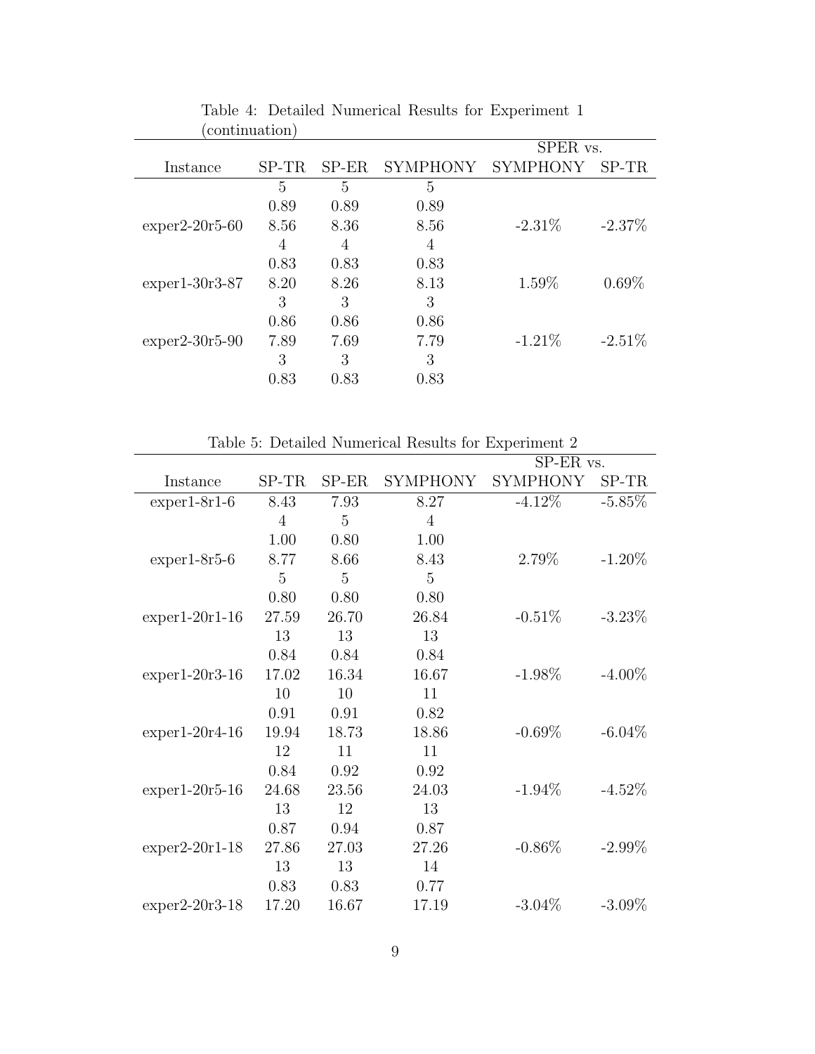Table 4: Detailed Numerical Results for Experiment 1 (continuation)

| Instance | SP-TR | SP-ER | SYMPHONY | SPER vs. SYMPHONY | SP-TR |
|---|---|---|---|---|---|
| | 5 | 5 | 5 | | |
| | 0.89 | 0.89 | 0.89 | | |
| exper2-20r5-60 | 8.56 | 8.36 | 8.56 | -2.31% | -2.37% |
| | 4 | 4 | 4 | | |
| | 0.83 | 0.83 | 0.83 | | |
| exper1-30r3-87 | 8.20 | 8.26 | 8.13 | 1.59% | 0.69% |
| | 3 | 3 | 3 | | |
| | 0.86 | 0.86 | 0.86 | | |
| exper2-30r5-90 | 7.89 | 7.69 | 7.79 | -1.21% | -2.51% |
| | 3 | 3 | 3 | | |
| | 0.83 | 0.83 | 0.83 | | |

Table 5: Detailed Numerical Results for Experiment 2

| Instance | SP-TR | SP-ER | SYMPHONY | SP-ER vs. SYMPHONY | SP-TR |
|---|---|---|---|---|---|
| exper1-8r1-6 | 8.43 | 7.93 | 8.27 | -4.12% | -5.85% |
| | 4 | 5 | 4 | | |
| | 1.00 | 0.80 | 1.00 | | |
| exper1-8r5-6 | 8.77 | 8.66 | 8.43 | 2.79% | -1.20% |
| | 5 | 5 | 5 | | |
| | 0.80 | 0.80 | 0.80 | | |
| exper1-20r1-16 | 27.59 | 26.70 | 26.84 | -0.51% | -3.23% |
| | 13 | 13 | 13 | | |
| | 0.84 | 0.84 | 0.84 | | |
| exper1-20r3-16 | 17.02 | 16.34 | 16.67 | -1.98% | -4.00% |
| | 10 | 10 | 11 | | |
| | 0.91 | 0.91 | 0.82 | | |
| exper1-20r4-16 | 19.94 | 18.73 | 18.86 | -0.69% | -6.04% |
| | 12 | 11 | 11 | | |
| | 0.84 | 0.92 | 0.92 | | |
| exper1-20r5-16 | 24.68 | 23.56 | 24.03 | -1.94% | -4.52% |
| | 13 | 12 | 13 | | |
| | 0.87 | 0.94 | 0.87 | | |
| exper2-20r1-18 | 27.86 | 27.03 | 27.26 | -0.86% | -2.99% |
| | 13 | 13 | 14 | | |
| | 0.83 | 0.83 | 0.77 | | |
| exper2-20r3-18 | 17.20 | 16.67 | 17.19 | -3.04% | -3.09% |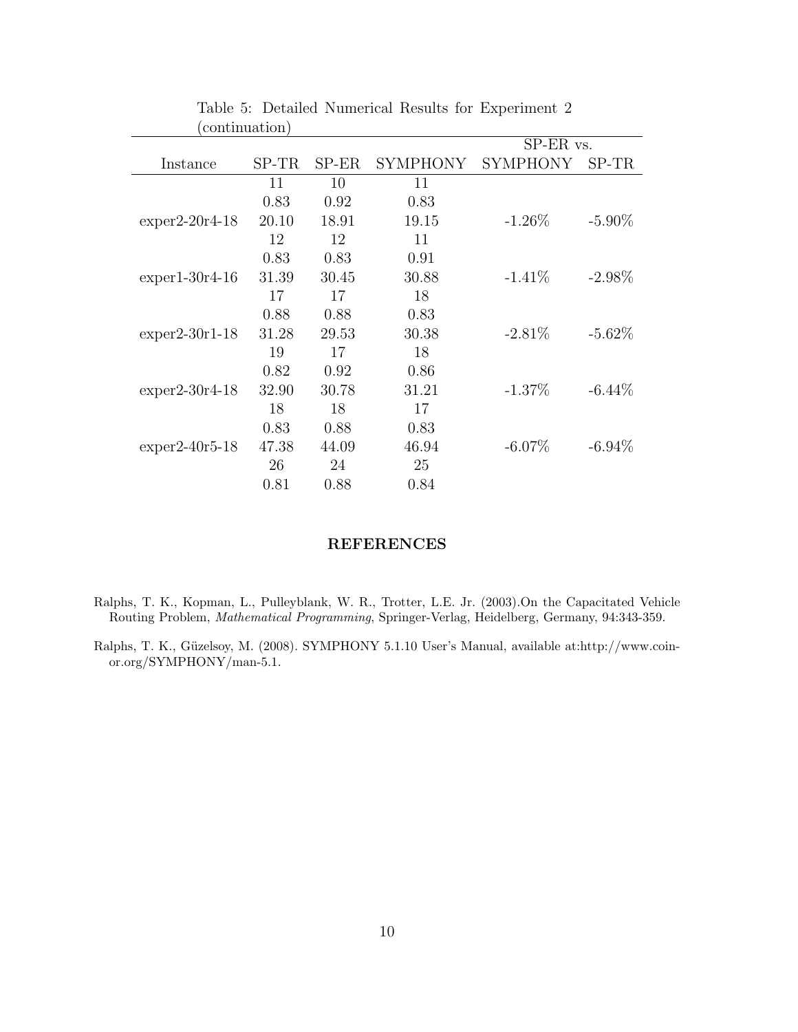Table 5: Detailed Numerical Results for Experiment 2 (continuation)

| | | | | SP-ER vs. | |
|---|---|---|---|---|---|
| Instance | SP-TR | SP-ER | SYMPHONY | SYMPHONY | SP-TR |
| | 11 | 10 | 11 | | |
| | 0.83 | 0.92 | 0.83 | | |
| exper2-20r4-18 | 20.10 | 18.91 | 19.15 | -1.26% | -5.90% |
| | 12 | 12 | 11 | | |
| | 0.83 | 0.83 | 0.91 | | |
| exper1-30r4-16 | 31.39 | 30.45 | 30.88 | -1.41% | -2.98% |
| | 17 | 17 | 18 | | |
| | 0.88 | 0.88 | 0.83 | | |
| exper2-30r1-18 | 31.28 | 29.53 | 30.38 | -2.81% | -5.62% |
| | 19 | 17 | 18 | | |
| | 0.82 | 0.92 | 0.86 | | |
| exper2-30r4-18 | 32.90 | 30.78 | 31.21 | -1.37% | -6.44% |
| | 18 | 18 | 17 | | |
| | 0.83 | 0.88 | 0.83 | | |
| exper2-40r5-18 | 47.38 | 44.09 | 46.94 | -6.07% | -6.94% |
| | 26 | 24 | 25 | | |
| | 0.81 | 0.88 | 0.84 | | |

## REFERENCES

Ralphs, T. K., Kopman, L., Pulleyblank, W. R., Trotter, L.E. Jr. (2003).On the Capacitated Vehicle Routing Problem, *Mathematical Programming*, Springer-Verlag, Heidelberg, Germany, 94:343-359.

Ralphs, T. K., Güzelsoy, M. (2008). SYMPHONY 5.1.10 User's Manual, available at:http://www.coin-or.org/SYMPHONY/man-5.1.